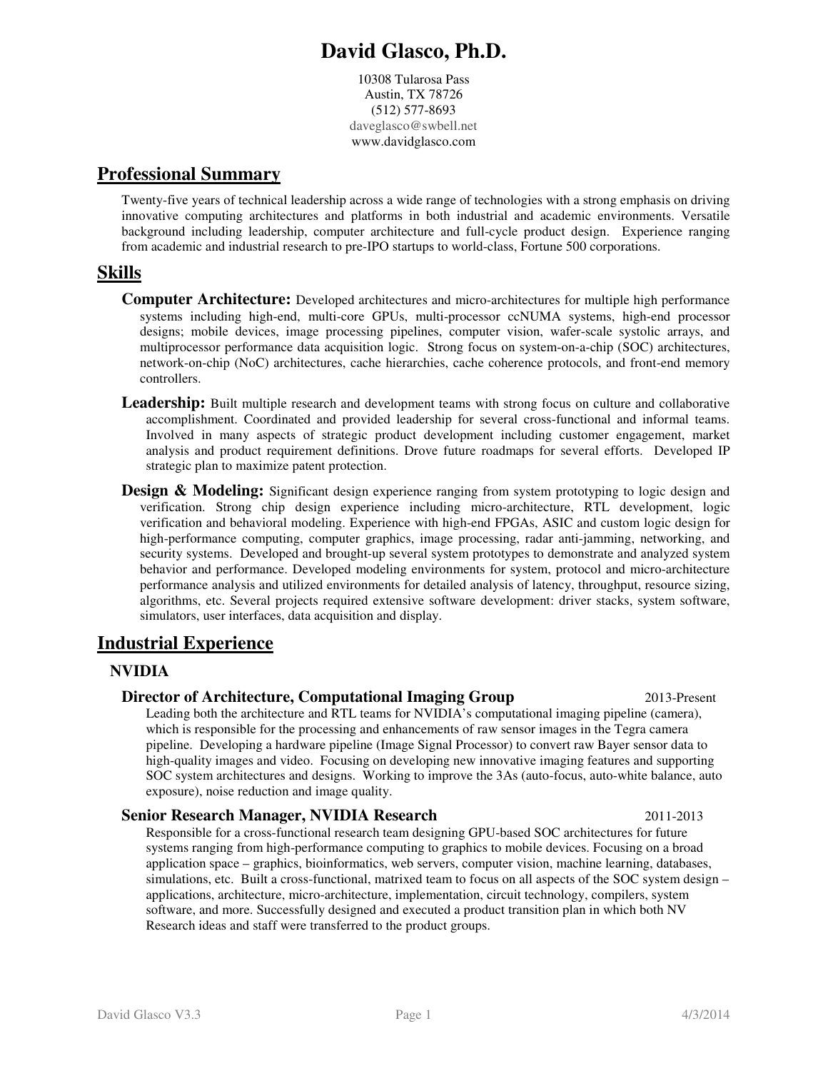# David Glasco, Ph.D.

10308 Tularosa Pass
Austin, TX 78726
(512) 577-8693
daveglasco@swbell.net
www.davidglasco.com

## Professional Summary

Twenty-five years of technical leadership across a wide range of technologies with a strong emphasis on driving innovative computing architectures and platforms in both industrial and academic environments. Versatile background including leadership, computer architecture and full-cycle product design. Experience ranging from academic and industrial research to pre-IPO startups to world-class, Fortune 500 corporations.

## Skills

**Computer Architecture:** Developed architectures and micro-architectures for multiple high performance systems including high-end, multi-core GPUs, multi-processor ccNUMA systems, high-end processor designs; mobile devices, image processing pipelines, computer vision, wafer-scale systolic arrays, and multiprocessor performance data acquisition logic. Strong focus on system-on-a-chip (SOC) architectures, network-on-chip (NoC) architectures, cache hierarchies, cache coherence protocols, and front-end memory controllers.

**Leadership:** Built multiple research and development teams with strong focus on culture and collaborative accomplishment. Coordinated and provided leadership for several cross-functional and informal teams. Involved in many aspects of strategic product development including customer engagement, market analysis and product requirement definitions. Drove future roadmaps for several efforts. Developed IP strategic plan to maximize patent protection.

**Design & Modeling:** Significant design experience ranging from system prototyping to logic design and verification. Strong chip design experience including micro-architecture, RTL development, logic verification and behavioral modeling. Experience with high-end FPGAs, ASIC and custom logic design for high-performance computing, computer graphics, image processing, radar anti-jamming, networking, and security systems. Developed and brought-up several system prototypes to demonstrate and analyzed system behavior and performance. Developed modeling environments for system, protocol and micro-architecture performance analysis and utilized environments for detailed analysis of latency, throughput, resource sizing, algorithms, etc. Several projects required extensive software development: driver stacks, system software, simulators, user interfaces, data acquisition and display.

## Industrial Experience

### NVIDIA

**Director of Architecture, Computational Imaging Group** 2013-Present

Leading both the architecture and RTL teams for NVIDIA's computational imaging pipeline (camera), which is responsible for the processing and enhancements of raw sensor images in the Tegra camera pipeline. Developing a hardware pipeline (Image Signal Processor) to convert raw Bayer sensor data to high-quality images and video. Focusing on developing new innovative imaging features and supporting SOC system architectures and designs. Working to improve the 3As (auto-focus, auto-white balance, auto exposure), noise reduction and image quality.

**Senior Research Manager, NVIDIA Research** 2011-2013

Responsible for a cross-functional research team designing GPU-based SOC architectures for future systems ranging from high-performance computing to graphics to mobile devices. Focusing on a broad application space – graphics, bioinformatics, web servers, computer vision, machine learning, databases, simulations, etc. Built a cross-functional, matrixed team to focus on all aspects of the SOC system design – applications, architecture, micro-architecture, implementation, circuit technology, compilers, system software, and more. Successfully designed and executed a product transition plan in which both NV Research ideas and staff were transferred to the product groups.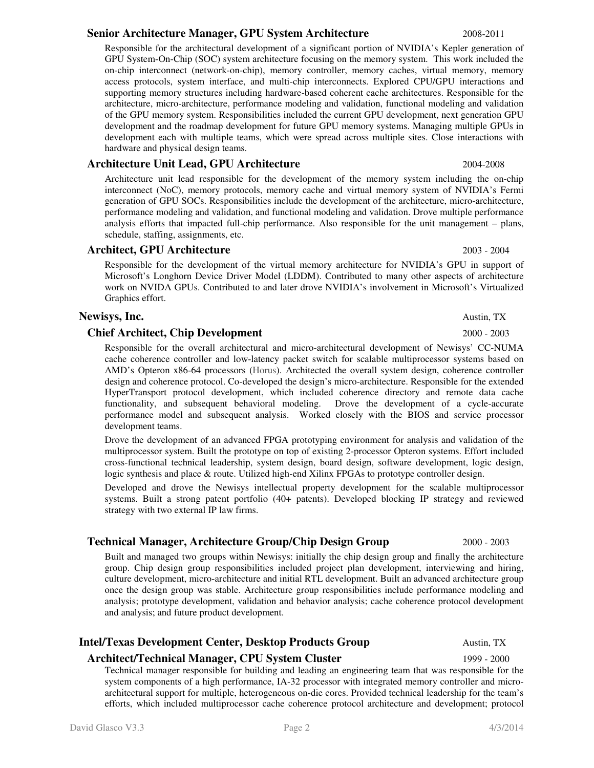### Senior Architecture Manager, GPU System Architecture 2008-2011

Responsible for the architectural development of a significant portion of NVIDIA's Kepler generation of GPU System-On-Chip (SOC) system architecture focusing on the memory system. This work included the on-chip interconnect (network-on-chip), memory controller, memory caches, virtual memory, memory access protocols, system interface, and multi-chip interconnects. Explored CPU/GPU interactions and supporting memory structures including hardware-based coherent cache architectures. Responsible for the architecture, micro-architecture, performance modeling and validation, functional modeling and validation of the GPU memory system. Responsibilities included the current GPU development, next generation GPU development and the roadmap development for future GPU memory systems. Managing multiple GPUs in development each with multiple teams, which were spread across multiple sites. Close interactions with hardware and physical design teams.

### Architecture Unit Lead, GPU Architecture 2004-2008

Architecture unit lead responsible for the development of the memory system including the on-chip interconnect (NoC), memory protocols, memory cache and virtual memory system of NVIDIA's Fermi generation of GPU SOCs. Responsibilities include the development of the architecture, micro-architecture, performance modeling and validation, and functional modeling and validation. Drove multiple performance analysis efforts that impacted full-chip performance. Also responsible for the unit management – plans, schedule, staffing, assignments, etc.

### Architect, GPU Architecture 2003 - 2004

Responsible for the development of the virtual memory architecture for NVIDIA's GPU in support of Microsoft's Longhorn Device Driver Model (LDDM). Contributed to many other aspects of architecture work on NVIDA GPUs. Contributed to and later drove NVIDIA's involvement in Microsoft's Virtualized Graphics effort.

## Newisys, Inc. Austin, TX

### Chief Architect, Chip Development 2000 - 2003

Responsible for the overall architectural and micro-architectural development of Newisys' CC-NUMA cache coherence controller and low-latency packet switch for scalable multiprocessor systems based on AMD's Opteron x86-64 processors (Horus). Architected the overall system design, coherence controller design and coherence protocol. Co-developed the design's micro-architecture. Responsible for the extended HyperTransport protocol development, which included coherence directory and remote data cache functionality, and subsequent behavioral modeling. Drove the development of a cycle-accurate performance model and subsequent analysis. Worked closely with the BIOS and service processor development teams.

Drove the development of an advanced FPGA prototyping environment for analysis and validation of the multiprocessor system. Built the prototype on top of existing 2-processor Opteron systems. Effort included cross-functional technical leadership, system design, board design, software development, logic design, logic synthesis and place & route. Utilized high-end Xilinx FPGAs to prototype controller design.

Developed and drove the Newisys intellectual property development for the scalable multiprocessor systems. Built a strong patent portfolio (40+ patents). Developed blocking IP strategy and reviewed strategy with two external IP law firms.

### Technical Manager, Architecture Group/Chip Design Group 2000 - 2003

Built and managed two groups within Newisys: initially the chip design group and finally the architecture group. Chip design group responsibilities included project plan development, interviewing and hiring, culture development, micro-architecture and initial RTL development. Built an advanced architecture group once the design group was stable. Architecture group responsibilities include performance modeling and analysis; prototype development, validation and behavior analysis; cache coherence protocol development and analysis; and future product development.

## Intel/Texas Development Center, Desktop Products Group Austin, TX

### Architect/Technical Manager, CPU System Cluster 1999 - 2000

Technical manager responsible for building and leading an engineering team that was responsible for the system components of a high performance, IA-32 processor with integrated memory controller and micro-architectural support for multiple, heterogeneous on-die cores. Provided technical leadership for the team's efforts, which included multiprocessor cache coherence protocol architecture and development; protocol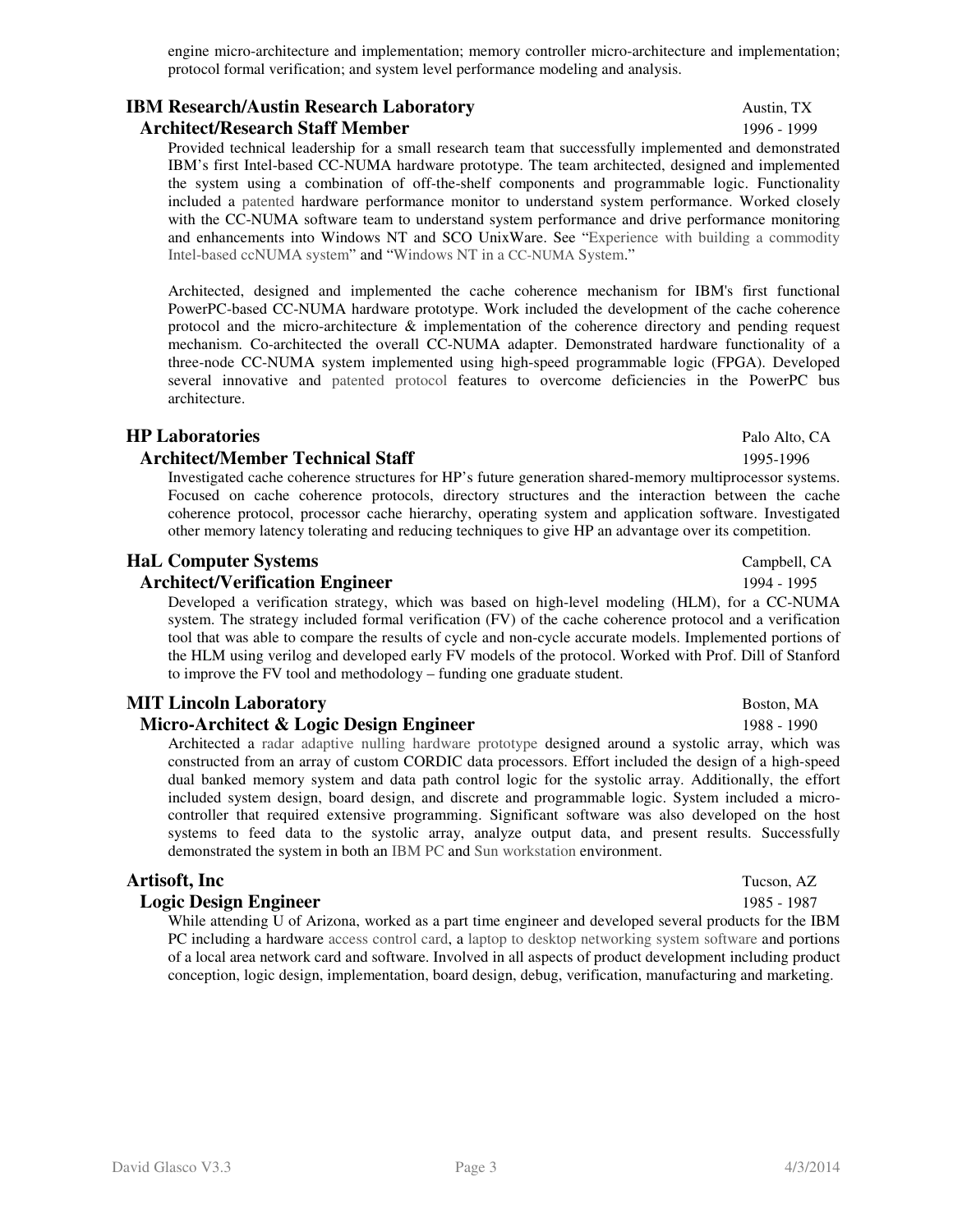engine micro-architecture and implementation; memory controller micro-architecture and implementation; protocol formal verification; and system level performance modeling and analysis.

**IBM Research/Austin Research Laboratory** — Austin, TX

**Architect/Research Staff Member** — 1996 - 1999

Provided technical leadership for a small research team that successfully implemented and demonstrated IBM's first Intel-based CC-NUMA hardware prototype. The team architected, designed and implemented the system using a combination of off-the-shelf components and programmable logic. Functionality included a patented hardware performance monitor to understand system performance. Worked closely with the CC-NUMA software team to understand system performance and drive performance monitoring and enhancements into Windows NT and SCO UnixWare. See "Experience with building a commodity Intel-based ccNUMA system" and "Windows NT in a CC-NUMA System."

Architected, designed and implemented the cache coherence mechanism for IBM's first functional PowerPC-based CC-NUMA hardware prototype. Work included the development of the cache coherence protocol and the micro-architecture & implementation of the coherence directory and pending request mechanism. Co-architected the overall CC-NUMA adapter. Demonstrated hardware functionality of a three-node CC-NUMA system implemented using high-speed programmable logic (FPGA). Developed several innovative and patented protocol features to overcome deficiencies in the PowerPC bus architecture.

**HP Laboratories** — Palo Alto, CA

**Architect/Member Technical Staff** — 1995-1996

Investigated cache coherence structures for HP's future generation shared-memory multiprocessor systems. Focused on cache coherence protocols, directory structures and the interaction between the cache coherence protocol, processor cache hierarchy, operating system and application software. Investigated other memory latency tolerating and reducing techniques to give HP an advantage over its competition.

**HaL Computer Systems** — Campbell, CA

**Architect/Verification Engineer** — 1994 - 1995

Developed a verification strategy, which was based on high-level modeling (HLM), for a CC-NUMA system. The strategy included formal verification (FV) of the cache coherence protocol and a verification tool that was able to compare the results of cycle and non-cycle accurate models. Implemented portions of the HLM using verilog and developed early FV models of the protocol. Worked with Prof. Dill of Stanford to improve the FV tool and methodology – funding one graduate student.

**MIT Lincoln Laboratory** — Boston, MA

**Micro-Architect & Logic Design Engineer** — 1988 - 1990

Architected a radar adaptive nulling hardware prototype designed around a systolic array, which was constructed from an array of custom CORDIC data processors. Effort included the design of a high-speed dual banked memory system and data path control logic for the systolic array. Additionally, the effort included system design, board design, and discrete and programmable logic. System included a micro-controller that required extensive programming. Significant software was also developed on the host systems to feed data to the systolic array, analyze output data, and present results. Successfully demonstrated the system in both an IBM PC and Sun workstation environment.

**Artisoft, Inc** — Tucson, AZ

**Logic Design Engineer** — 1985 - 1987

While attending U of Arizona, worked as a part time engineer and developed several products for the IBM PC including a hardware access control card, a laptop to desktop networking system software and portions of a local area network card and software. Involved in all aspects of product development including product conception, logic design, implementation, board design, debug, verification, manufacturing and marketing.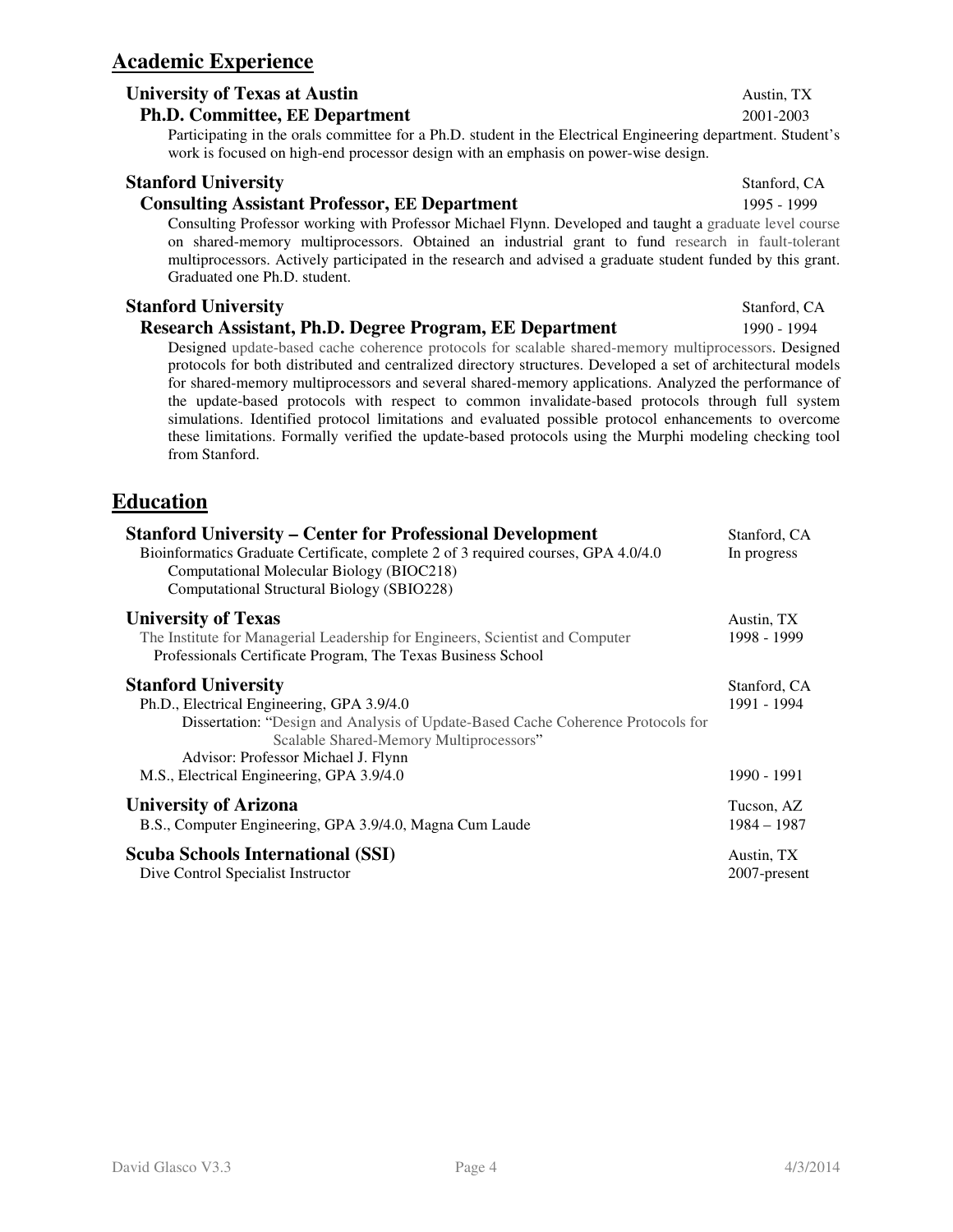## Academic Experience

### University of Texas at Austin — Austin, TX

**Ph.D. Committee, EE Department** — 2001-2003

Participating in the orals committee for a Ph.D. student in the Electrical Engineering department. Student's work is focused on high-end processor design with an emphasis on power-wise design.

### Stanford University — Stanford, CA

**Consulting Assistant Professor, EE Department** — 1995 - 1999

Consulting Professor working with Professor Michael Flynn. Developed and taught a graduate level course on shared-memory multiprocessors. Obtained an industrial grant to fund research in fault-tolerant multiprocessors. Actively participated in the research and advised a graduate student funded by this grant. Graduated one Ph.D. student.

### Stanford University — Stanford, CA

**Research Assistant, Ph.D. Degree Program, EE Department** — 1990 - 1994

Designed update-based cache coherence protocols for scalable shared-memory multiprocessors. Designed protocols for both distributed and centralized directory structures. Developed a set of architectural models for shared-memory multiprocessors and several shared-memory applications. Analyzed the performance of the update-based protocols with respect to common invalidate-based protocols through full system simulations. Identified protocol limitations and evaluated possible protocol enhancements to overcome these limitations. Formally verified the update-based protocols using the Murphi modeling checking tool from Stanford.

## Education

### Stanford University – Center for Professional Development — Stanford, CA

Bioinformatics Graduate Certificate, complete 2 of 3 required courses, GPA 4.0/4.0 — In progress
- Computational Molecular Biology (BIOC218)
- Computational Structural Biology (SBIO228)

### University of Texas — Austin, TX

The Institute for Managerial Leadership for Engineers, Scientist and Computer Professionals Certificate Program, The Texas Business School — 1998 - 1999

### Stanford University — Stanford, CA

Ph.D., Electrical Engineering, GPA 3.9/4.0 — 1991 - 1994
- Dissertation: "Design and Analysis of Update-Based Cache Coherence Protocols for Scalable Shared-Memory Multiprocessors"
- Advisor: Professor Michael J. Flynn

M.S., Electrical Engineering, GPA 3.9/4.0 — 1990 - 1991

### University of Arizona — Tucson, AZ

B.S., Computer Engineering, GPA 3.9/4.0, Magna Cum Laude — 1984 – 1987

### Scuba Schools International (SSI) — Austin, TX

Dive Control Specialist Instructor — 2007-present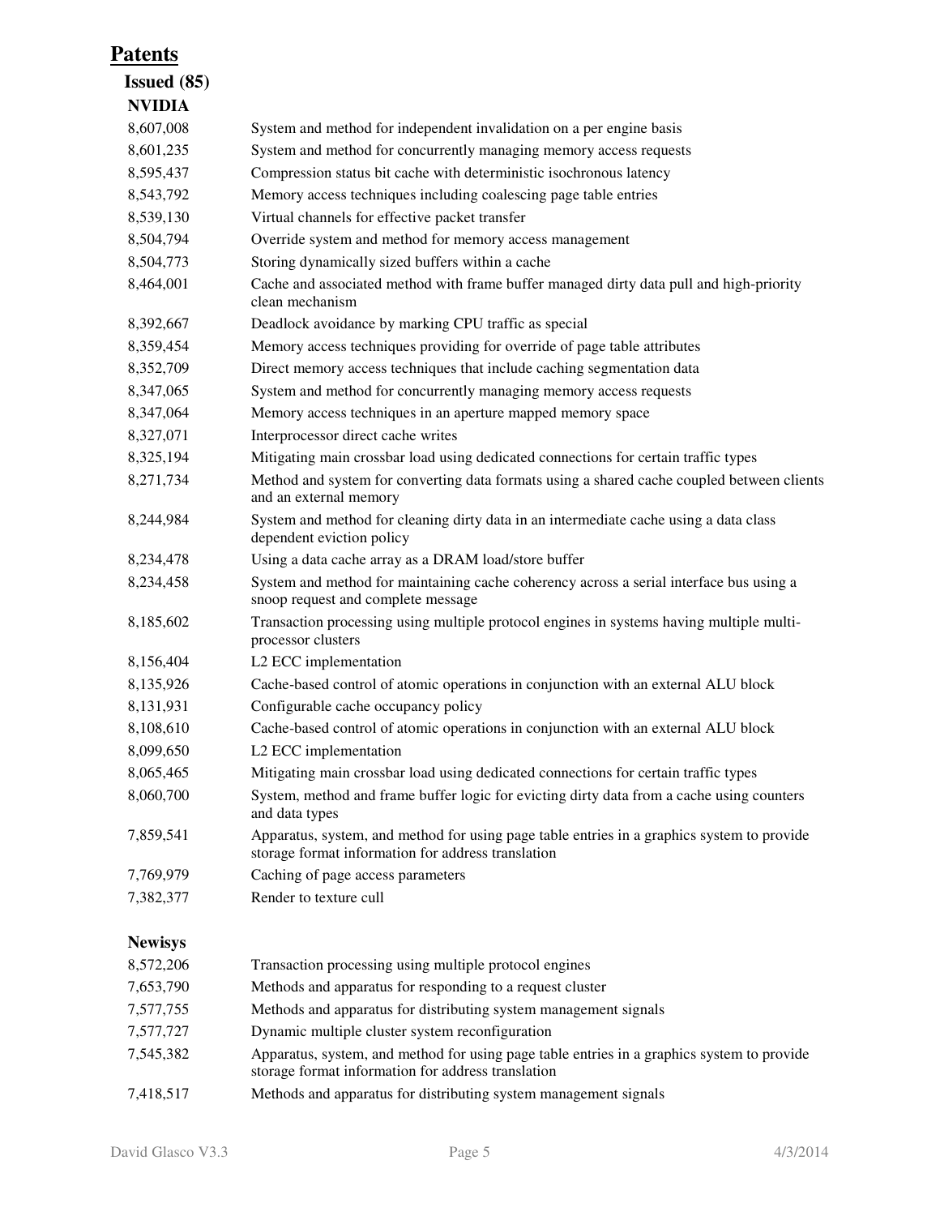## Patents

### Issued (85)

#### NVIDIA

| | |
|---|---|
| 8,607,008 | System and method for independent invalidation on a per engine basis |
| 8,601,235 | System and method for concurrently managing memory access requests |
| 8,595,437 | Compression status bit cache with deterministic isochronous latency |
| 8,543,792 | Memory access techniques including coalescing page table entries |
| 8,539,130 | Virtual channels for effective packet transfer |
| 8,504,794 | Override system and method for memory access management |
| 8,504,773 | Storing dynamically sized buffers within a cache |
| 8,464,001 | Cache and associated method with frame buffer managed dirty data pull and high-priority clean mechanism |
| 8,392,667 | Deadlock avoidance by marking CPU traffic as special |
| 8,359,454 | Memory access techniques providing for override of page table attributes |
| 8,352,709 | Direct memory access techniques that include caching segmentation data |
| 8,347,065 | System and method for concurrently managing memory access requests |
| 8,347,064 | Memory access techniques in an aperture mapped memory space |
| 8,327,071 | Interprocessor direct cache writes |
| 8,325,194 | Mitigating main crossbar load using dedicated connections for certain traffic types |
| 8,271,734 | Method and system for converting data formats using a shared cache coupled between clients and an external memory |
| 8,244,984 | System and method for cleaning dirty data in an intermediate cache using a data class dependent eviction policy |
| 8,234,478 | Using a data cache array as a DRAM load/store buffer |
| 8,234,458 | System and method for maintaining cache coherency across a serial interface bus using a snoop request and complete message |
| 8,185,602 | Transaction processing using multiple protocol engines in systems having multiple multi-processor clusters |
| 8,156,404 | L2 ECC implementation |
| 8,135,926 | Cache-based control of atomic operations in conjunction with an external ALU block |
| 8,131,931 | Configurable cache occupancy policy |
| 8,108,610 | Cache-based control of atomic operations in conjunction with an external ALU block |
| 8,099,650 | L2 ECC implementation |
| 8,065,465 | Mitigating main crossbar load using dedicated connections for certain traffic types |
| 8,060,700 | System, method and frame buffer logic for evicting dirty data from a cache using counters and data types |
| 7,859,541 | Apparatus, system, and method for using page table entries in a graphics system to provide storage format information for address translation |
| 7,769,979 | Caching of page access parameters |
| 7,382,377 | Render to texture cull |

#### Newisys

| | |
|---|---|
| 8,572,206 | Transaction processing using multiple protocol engines |
| 7,653,790 | Methods and apparatus for responding to a request cluster |
| 7,577,755 | Methods and apparatus for distributing system management signals |
| 7,577,727 | Dynamic multiple cluster system reconfiguration |
| 7,545,382 | Apparatus, system, and method for using page table entries in a graphics system to provide storage format information for address translation |
| 7,418,517 | Methods and apparatus for distributing system management signals |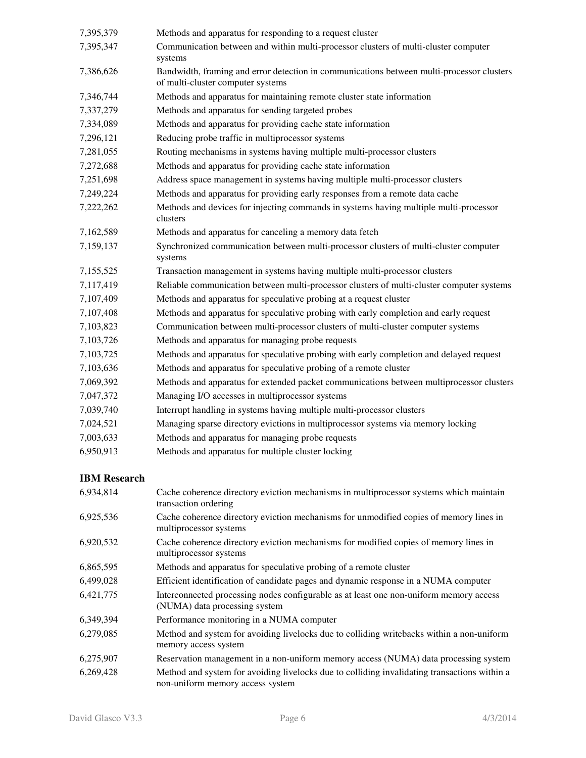| | |
|---|---|
| 7,395,379 | Methods and apparatus for responding to a request cluster |
| 7,395,347 | Communication between and within multi-processor clusters of multi-cluster computer systems |
| 7,386,626 | Bandwidth, framing and error detection in communications between multi-processor clusters of multi-cluster computer systems |
| 7,346,744 | Methods and apparatus for maintaining remote cluster state information |
| 7,337,279 | Methods and apparatus for sending targeted probes |
| 7,334,089 | Methods and apparatus for providing cache state information |
| 7,296,121 | Reducing probe traffic in multiprocessor systems |
| 7,281,055 | Routing mechanisms in systems having multiple multi-processor clusters |
| 7,272,688 | Methods and apparatus for providing cache state information |
| 7,251,698 | Address space management in systems having multiple multi-processor clusters |
| 7,249,224 | Methods and apparatus for providing early responses from a remote data cache |
| 7,222,262 | Methods and devices for injecting commands in systems having multiple multi-processor clusters |
| 7,162,589 | Methods and apparatus for canceling a memory data fetch |
| 7,159,137 | Synchronized communication between multi-processor clusters of multi-cluster computer systems |
| 7,155,525 | Transaction management in systems having multiple multi-processor clusters |
| 7,117,419 | Reliable communication between multi-processor clusters of multi-cluster computer systems |
| 7,107,409 | Methods and apparatus for speculative probing at a request cluster |
| 7,107,408 | Methods and apparatus for speculative probing with early completion and early request |
| 7,103,823 | Communication between multi-processor clusters of multi-cluster computer systems |
| 7,103,726 | Methods and apparatus for managing probe requests |
| 7,103,725 | Methods and apparatus for speculative probing with early completion and delayed request |
| 7,103,636 | Methods and apparatus for speculative probing of a remote cluster |
| 7,069,392 | Methods and apparatus for extended packet communications between multiprocessor clusters |
| 7,047,372 | Managing I/O accesses in multiprocessor systems |
| 7,039,740 | Interrupt handling in systems having multiple multi-processor clusters |
| 7,024,521 | Managing sparse directory evictions in multiprocessor systems via memory locking |
| 7,003,633 | Methods and apparatus for managing probe requests |
| 6,950,913 | Methods and apparatus for multiple cluster locking |

**IBM Research**

| | |
|---|---|
| 6,934,814 | Cache coherence directory eviction mechanisms in multiprocessor systems which maintain transaction ordering |
| 6,925,536 | Cache coherence directory eviction mechanisms for unmodified copies of memory lines in multiprocessor systems |
| 6,920,532 | Cache coherence directory eviction mechanisms for modified copies of memory lines in multiprocessor systems |
| 6,865,595 | Methods and apparatus for speculative probing of a remote cluster |
| 6,499,028 | Efficient identification of candidate pages and dynamic response in a NUMA computer |
| 6,421,775 | Interconnected processing nodes configurable as at least one non-uniform memory access (NUMA) data processing system |
| 6,349,394 | Performance monitoring in a NUMA computer |
| 6,279,085 | Method and system for avoiding livelocks due to colliding writebacks within a non-uniform memory access system |
| 6,275,907 | Reservation management in a non-uniform memory access (NUMA) data processing system |
| 6,269,428 | Method and system for avoiding livelocks due to colliding invalidating transactions within a non-uniform memory access system |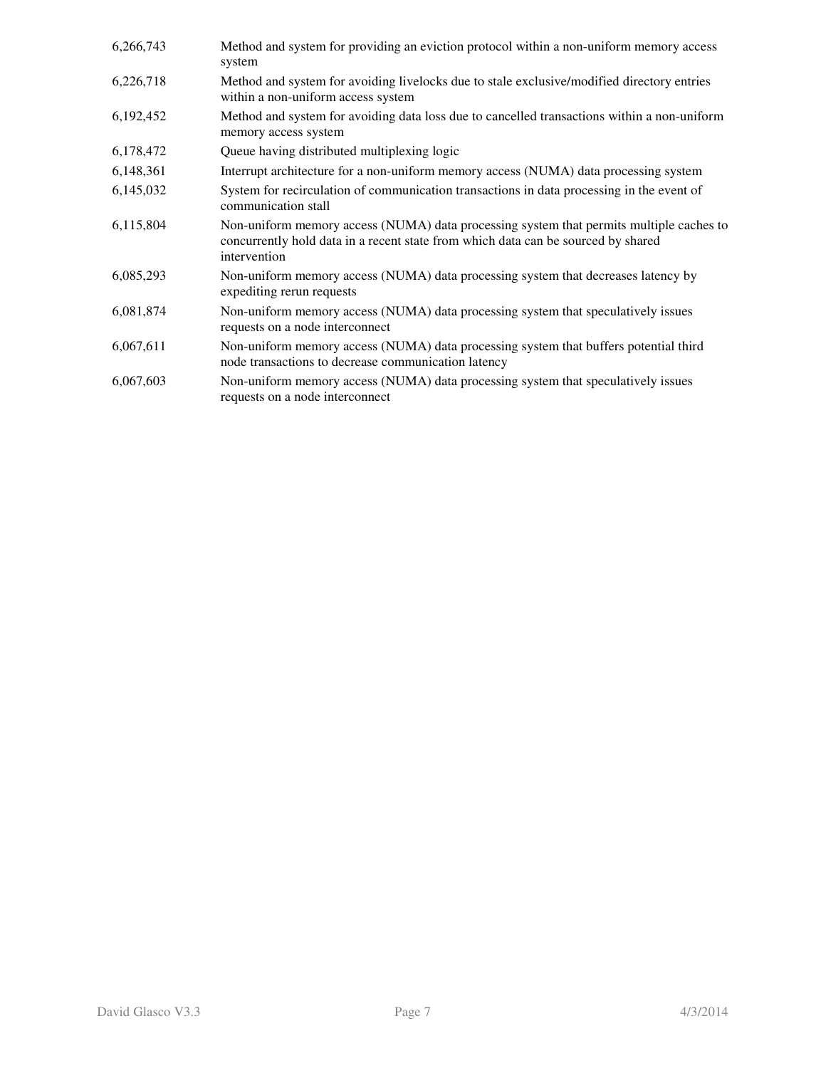| | |
|---|---|
| 6,266,743 | Method and system for providing an eviction protocol within a non-uniform memory access system |
| 6,226,718 | Method and system for avoiding livelocks due to stale exclusive/modified directory entries within a non-uniform access system |
| 6,192,452 | Method and system for avoiding data loss due to cancelled transactions within a non-uniform memory access system |
| 6,178,472 | Queue having distributed multiplexing logic |
| 6,148,361 | Interrupt architecture for a non-uniform memory access (NUMA) data processing system |
| 6,145,032 | System for recirculation of communication transactions in data processing in the event of communication stall |
| 6,115,804 | Non-uniform memory access (NUMA) data processing system that permits multiple caches to concurrently hold data in a recent state from which data can be sourced by shared intervention |
| 6,085,293 | Non-uniform memory access (NUMA) data processing system that decreases latency by expediting rerun requests |
| 6,081,874 | Non-uniform memory access (NUMA) data processing system that speculatively issues requests on a node interconnect |
| 6,067,611 | Non-uniform memory access (NUMA) data processing system that buffers potential third node transactions to decrease communication latency |
| 6,067,603 | Non-uniform memory access (NUMA) data processing system that speculatively issues requests on a node interconnect |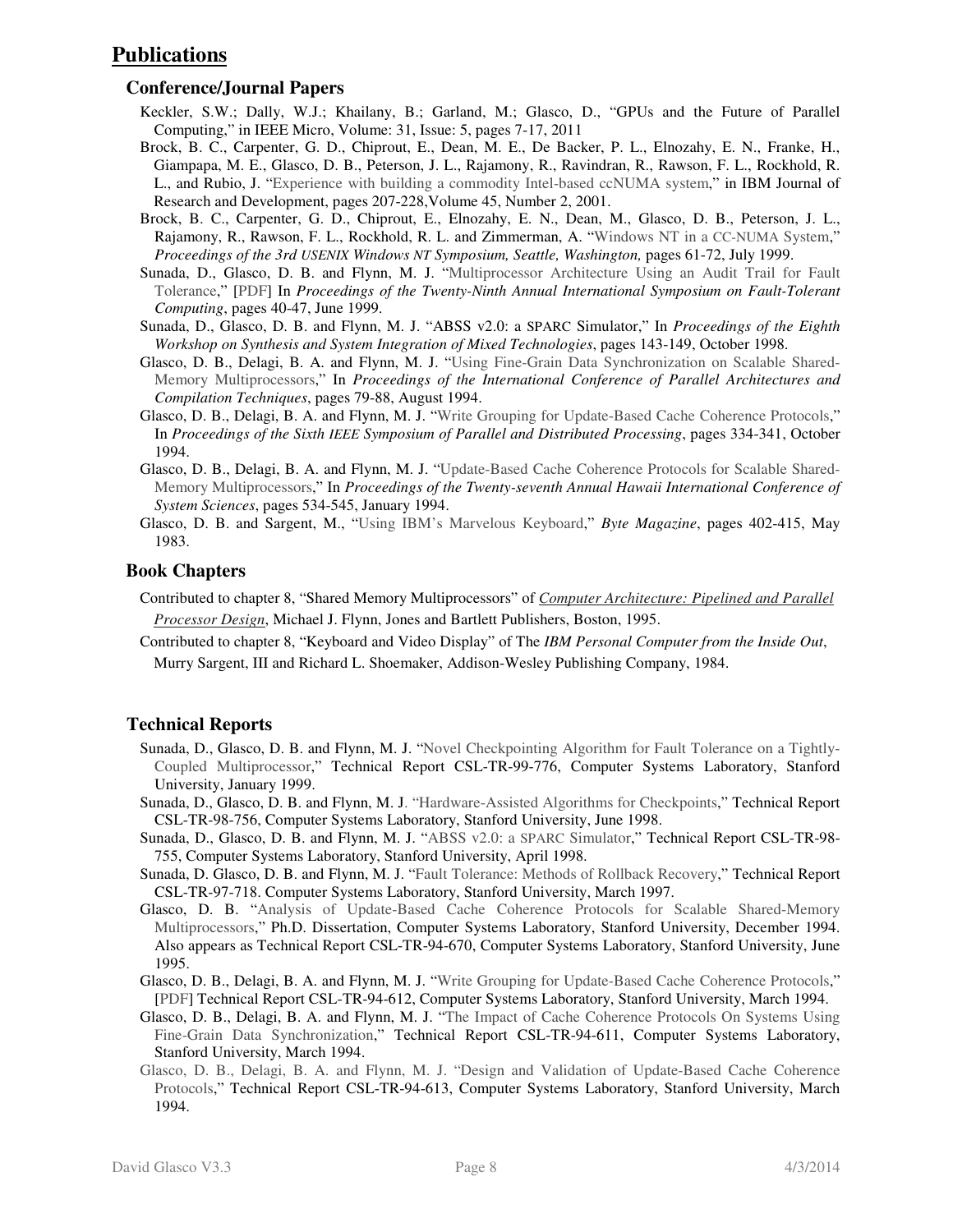## Publications

### Conference/Journal Papers

Keckler, S.W.; Dally, W.J.; Khailany, B.; Garland, M.; Glasco, D., "GPUs and the Future of Parallel Computing," in IEEE Micro, Volume: 31, Issue: 5, pages 7-17, 2011

Brock, B. C., Carpenter, G. D., Chiprout, E., Dean, M. E., De Backer, P. L., Elnozahy, E. N., Franke, H., Giampapa, M. E., Glasco, D. B., Peterson, J. L., Rajamony, R., Ravindran, R., Rawson, F. L., Rockhold, R. L., and Rubio, J. "Experience with building a commodity Intel-based ccNUMA system," in IBM Journal of Research and Development, pages 207-228, Volume 45, Number 2, 2001.

Brock, B. C., Carpenter, G. D., Chiprout, E., Elnozahy, E. N., Dean, M., Glasco, D. B., Peterson, J. L., Rajamony, R., Rawson, F. L., Rockhold, R. L. and Zimmerman, A. "Windows NT in a CC-NUMA System," *Proceedings of the 3rd USENIX Windows NT Symposium, Seattle, Washington,* pages 61-72, July 1999.

Sunada, D., Glasco, D. B. and Flynn, M. J. "Multiprocessor Architecture Using an Audit Trail for Fault Tolerance," [PDF] In *Proceedings of the Twenty-Ninth Annual International Symposium on Fault-Tolerant Computing*, pages 40-47, June 1999.

Sunada, D., Glasco, D. B. and Flynn, M. J. "ABSS v2.0: a SPARC Simulator," In *Proceedings of the Eighth Workshop on Synthesis and System Integration of Mixed Technologies*, pages 143-149, October 1998.

Glasco, D. B., Delagi, B. A. and Flynn, M. J. "Using Fine-Grain Data Synchronization on Scalable Shared-Memory Multiprocessors," In *Proceedings of the International Conference of Parallel Architectures and Compilation Techniques*, pages 79-88, August 1994.

Glasco, D. B., Delagi, B. A. and Flynn, M. J. "Write Grouping for Update-Based Cache Coherence Protocols," In *Proceedings of the Sixth IEEE Symposium of Parallel and Distributed Processing*, pages 334-341, October 1994.

Glasco, D. B., Delagi, B. A. and Flynn, M. J. "Update-Based Cache Coherence Protocols for Scalable Shared-Memory Multiprocessors," In *Proceedings of the Twenty-seventh Annual Hawaii International Conference of System Sciences*, pages 534-545, January 1994.

Glasco, D. B. and Sargent, M., "Using IBM's Marvelous Keyboard," *Byte Magazine*, pages 402-415, May 1983.

### Book Chapters

Contributed to chapter 8, "Shared Memory Multiprocessors" of *Computer Architecture: Pipelined and Parallel Processor Design*, Michael J. Flynn, Jones and Bartlett Publishers, Boston, 1995.

Contributed to chapter 8, "Keyboard and Video Display" of The *IBM Personal Computer from the Inside Out*, Murry Sargent, III and Richard L. Shoemaker, Addison-Wesley Publishing Company, 1984.

### Technical Reports

Sunada, D., Glasco, D. B. and Flynn, M. J. "Novel Checkpointing Algorithm for Fault Tolerance on a Tightly-Coupled Multiprocessor," Technical Report CSL-TR-99-776, Computer Systems Laboratory, Stanford University, January 1999.

Sunada, D., Glasco, D. B. and Flynn, M. J. "Hardware-Assisted Algorithms for Checkpoints," Technical Report CSL-TR-98-756, Computer Systems Laboratory, Stanford University, June 1998.

Sunada, D., Glasco, D. B. and Flynn, M. J. "ABSS v2.0: a SPARC Simulator," Technical Report CSL-TR-98-755, Computer Systems Laboratory, Stanford University, April 1998.

Sunada, D. Glasco, D. B. and Flynn, M. J. "Fault Tolerance: Methods of Rollback Recovery," Technical Report CSL-TR-97-718. Computer Systems Laboratory, Stanford University, March 1997.

Glasco, D. B. "Analysis of Update-Based Cache Coherence Protocols for Scalable Shared-Memory Multiprocessors," Ph.D. Dissertation, Computer Systems Laboratory, Stanford University, December 1994. Also appears as Technical Report CSL-TR-94-670, Computer Systems Laboratory, Stanford University, June 1995.

Glasco, D. B., Delagi, B. A. and Flynn, M. J. "Write Grouping for Update-Based Cache Coherence Protocols," [PDF] Technical Report CSL-TR-94-612, Computer Systems Laboratory, Stanford University, March 1994.

Glasco, D. B., Delagi, B. A. and Flynn, M. J. "The Impact of Cache Coherence Protocols On Systems Using Fine-Grain Data Synchronization," Technical Report CSL-TR-94-611, Computer Systems Laboratory, Stanford University, March 1994.

Glasco, D. B., Delagi, B. A. and Flynn, M. J. "Design and Validation of Update-Based Cache Coherence Protocols," Technical Report CSL-TR-94-613, Computer Systems Laboratory, Stanford University, March 1994.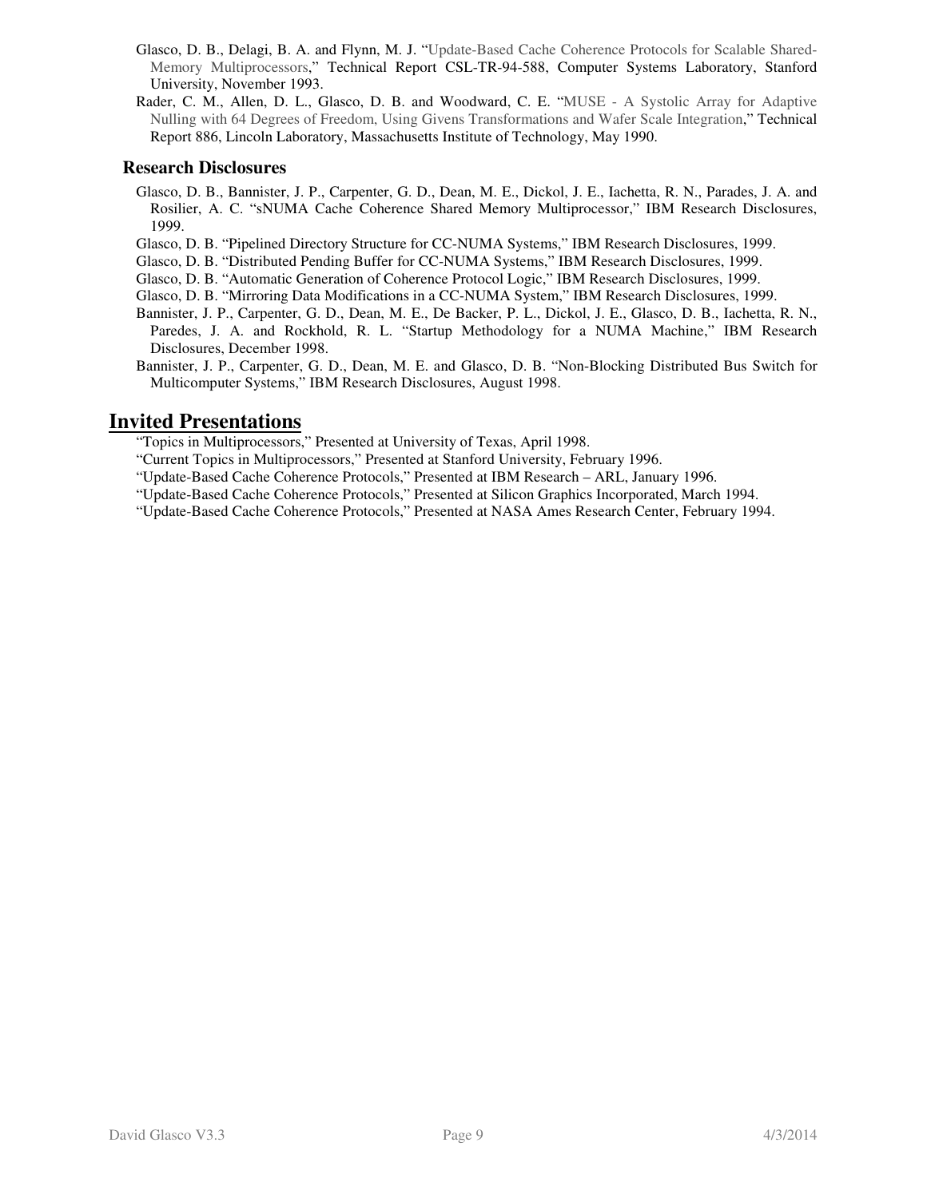Glasco, D. B., Delagi, B. A. and Flynn, M. J. "Update-Based Cache Coherence Protocols for Scalable Shared-Memory Multiprocessors," Technical Report CSL-TR-94-588, Computer Systems Laboratory, Stanford University, November 1993.

Rader, C. M., Allen, D. L., Glasco, D. B. and Woodward, C. E. "MUSE - A Systolic Array for Adaptive Nulling with 64 Degrees of Freedom, Using Givens Transformations and Wafer Scale Integration," Technical Report 886, Lincoln Laboratory, Massachusetts Institute of Technology, May 1990.

### Research Disclosures

Glasco, D. B., Bannister, J. P., Carpenter, G. D., Dean, M. E., Dickol, J. E., Iachetta, R. N., Parades, J. A. and Rosilier, A. C. "sNUMA Cache Coherence Shared Memory Multiprocessor," IBM Research Disclosures, 1999.

Glasco, D. B. "Pipelined Directory Structure for CC-NUMA Systems," IBM Research Disclosures, 1999.

Glasco, D. B. "Distributed Pending Buffer for CC-NUMA Systems," IBM Research Disclosures, 1999.

Glasco, D. B. "Automatic Generation of Coherence Protocol Logic," IBM Research Disclosures, 1999.

Glasco, D. B. "Mirroring Data Modifications in a CC-NUMA System," IBM Research Disclosures, 1999.

Bannister, J. P., Carpenter, G. D., Dean, M. E., De Backer, P. L., Dickol, J. E., Glasco, D. B., Iachetta, R. N., Paredes, J. A. and Rockhold, R. L. "Startup Methodology for a NUMA Machine," IBM Research Disclosures, December 1998.

Bannister, J. P., Carpenter, G. D., Dean, M. E. and Glasco, D. B. "Non-Blocking Distributed Bus Switch for Multicomputer Systems," IBM Research Disclosures, August 1998.

## Invited Presentations

"Topics in Multiprocessors," Presented at University of Texas, April 1998.

"Current Topics in Multiprocessors," Presented at Stanford University, February 1996.

"Update-Based Cache Coherence Protocols," Presented at IBM Research – ARL, January 1996.

"Update-Based Cache Coherence Protocols," Presented at Silicon Graphics Incorporated, March 1994.

"Update-Based Cache Coherence Protocols," Presented at NASA Ames Research Center, February 1994.